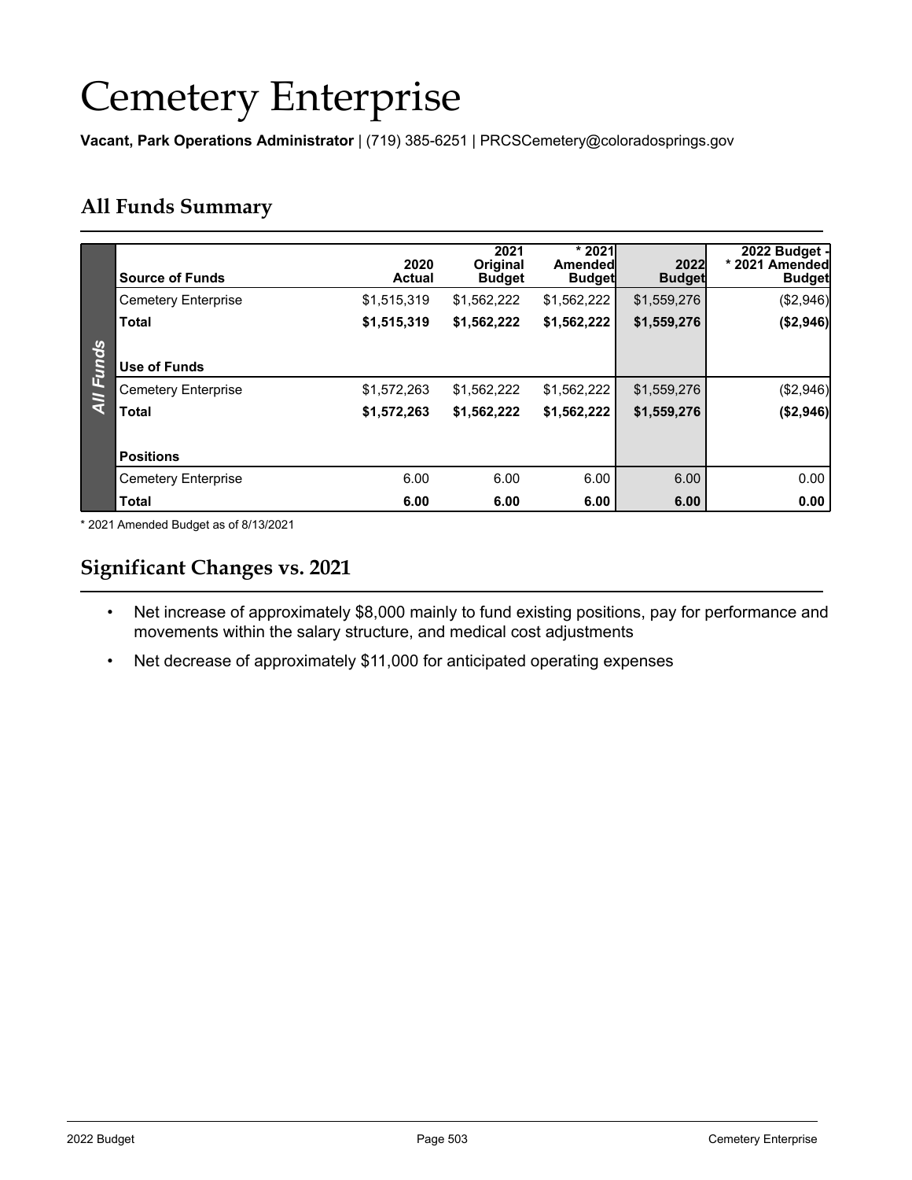# Cemetery Enterprise

**Vacant, Park Operations Administrator** | (719) 385-6251 | PRCSCemetery@coloradosprings.gov

## All Funds Summary

| | Source of Funds | 2020 Actual | 2021 Original Budget | * 2021 Amended Budget | 2022 Budget | 2022 Budget - * 2021 Amended Budget |
|---|---|---|---|---|---|---|
| All Funds | Cemetery Enterprise | $1,515,319 | $1,562,222 | $1,562,222 | $1,559,276 | ($2,946) |
| | **Total** | **$1,515,319** | **$1,562,222** | **$1,562,222** | **$1,559,276** | **($2,946)** |
| | **Use of Funds** | | | | | |
| | Cemetery Enterprise | $1,572,263 | $1,562,222 | $1,562,222 | $1,559,276 | ($2,946) |
| | **Total** | **$1,572,263** | **$1,562,222** | **$1,562,222** | **$1,559,276** | **($2,946)** |
| | **Positions** | | | | | |
| | Cemetery Enterprise | 6.00 | 6.00 | 6.00 | 6.00 | 0.00 |
| | **Total** | **6.00** | **6.00** | **6.00** | **6.00** | **0.00** |

* 2021 Amended Budget as of 8/13/2021

## Significant Changes vs. 2021

- Net increase of approximately $8,000 mainly to fund existing positions, pay for performance and movements within the salary structure, and medical cost adjustments
- Net decrease of approximately $11,000 for anticipated operating expenses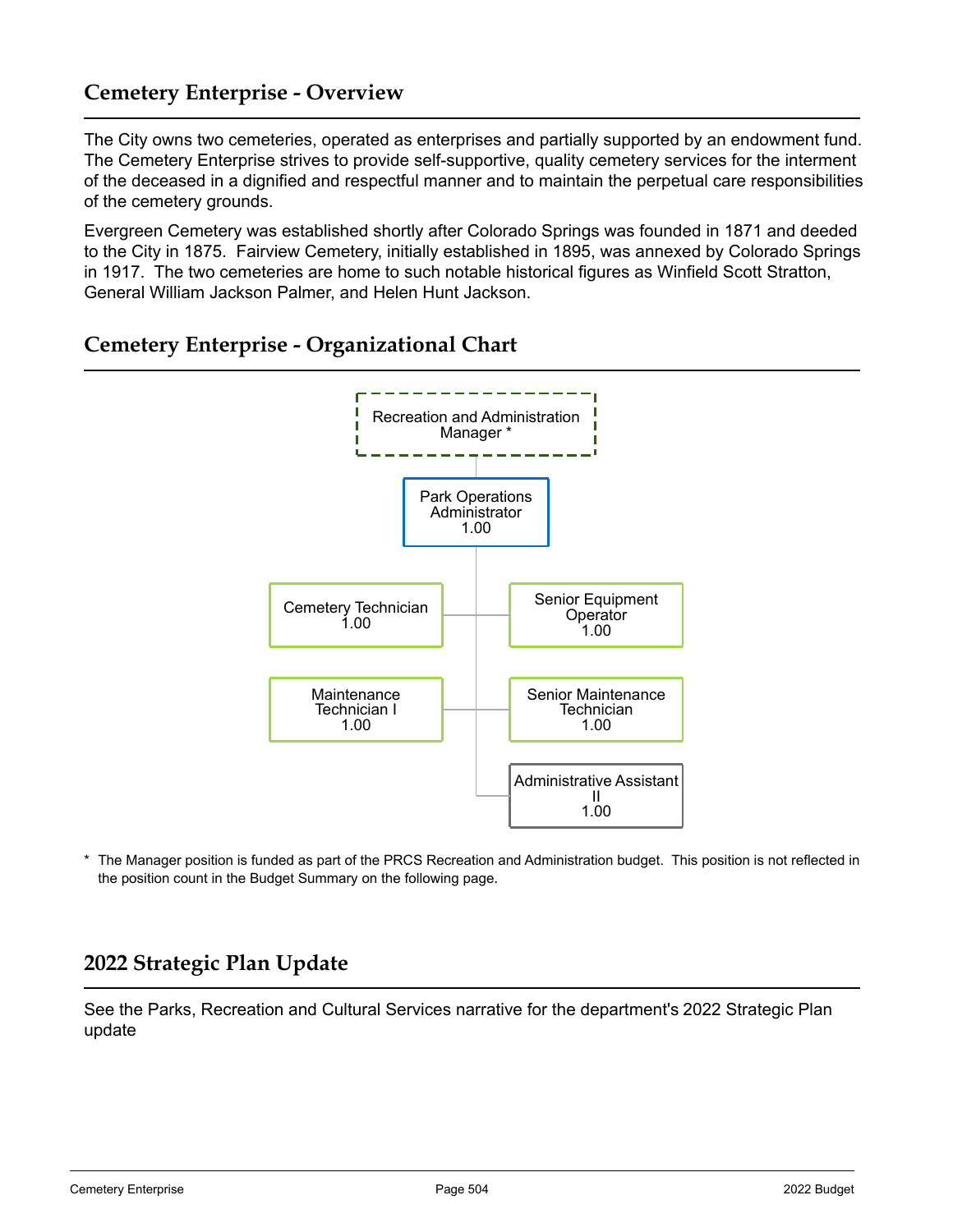## Cemetery Enterprise - Overview

The City owns two cemeteries, operated as enterprises and partially supported by an endowment fund. The Cemetery Enterprise strives to provide self-supportive, quality cemetery services for the interment of the deceased in a dignified and respectful manner and to maintain the perpetual care responsibilities of the cemetery grounds.

Evergreen Cemetery was established shortly after Colorado Springs was founded in 1871 and deeded to the City in 1875. Fairview Cemetery, initially established in 1895, was annexed by Colorado Springs in 1917. The two cemeteries are home to such notable historical figures as Winfield Scott Stratton, General William Jackson Palmer, and Helen Hunt Jackson.

## Cemetery Enterprise - Organizational Chart

- Recreation and Administration Manager *
  - Park Operations Administrator 1.00
    - Cemetery Technician 1.00
    - Senior Equipment Operator 1.00
    - Maintenance Technician I 1.00
    - Senior Maintenance Technician 1.00
    - Administrative Assistant II 1.00

\* The Manager position is funded as part of the PRCS Recreation and Administration budget. This position is not reflected in the position count in the Budget Summary on the following page.

## 2022 Strategic Plan Update

See the Parks, Recreation and Cultural Services narrative for the department's 2022 Strategic Plan update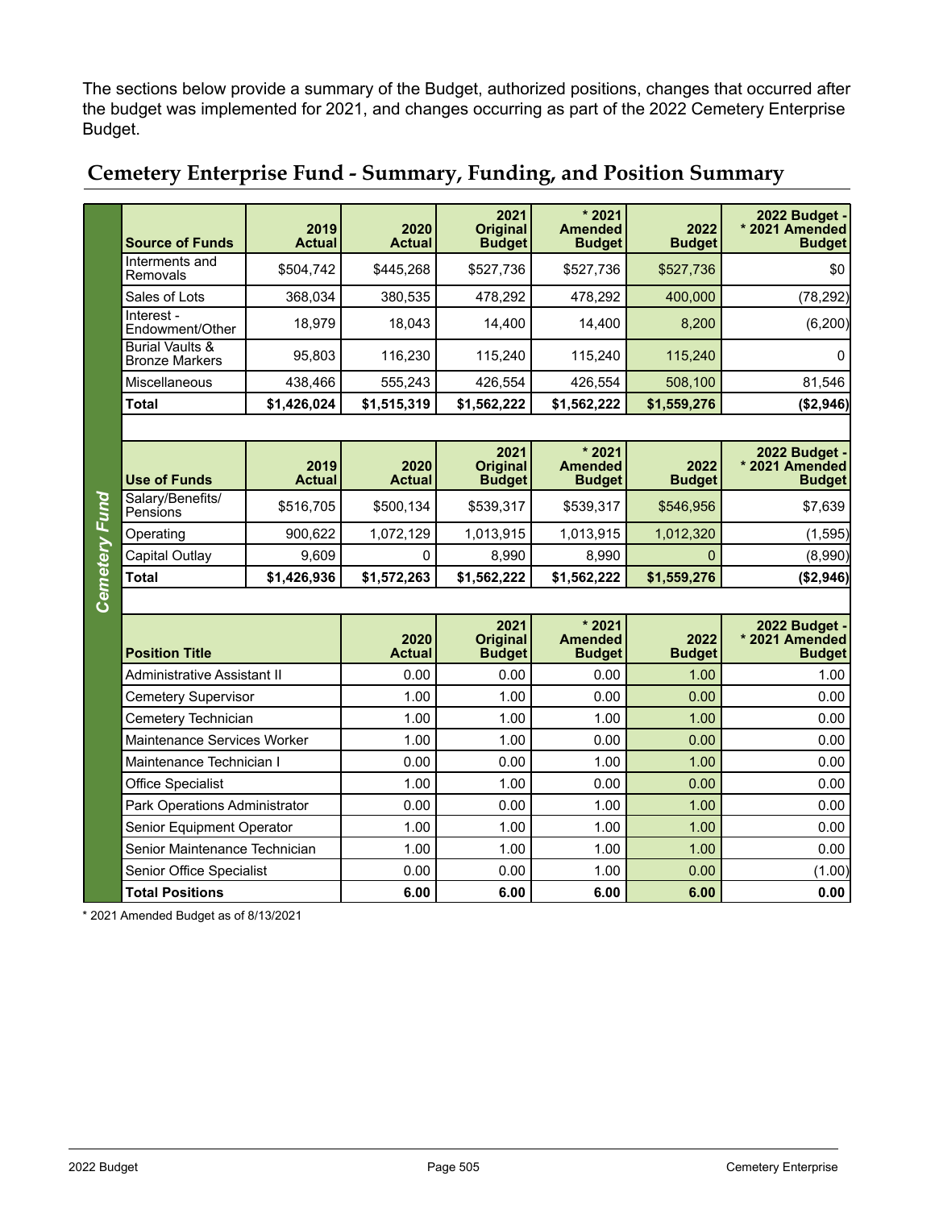The sections below provide a summary of the Budget, authorized positions, changes that occurred after the budget was implemented for 2021, and changes occurring as part of the 2022 Cemetery Enterprise Budget.

## Cemetery Enterprise Fund - Summary, Funding, and Position Summary

*Cemetery Fund*

| Source of Funds | 2019 Actual | 2020 Actual | 2021 Original Budget | * 2021 Amended Budget | 2022 Budget | 2022 Budget - * 2021 Amended Budget |
|---|---|---|---|---|---|---|
| Interments and Removals | $504,742 | $445,268 | $527,736 | $527,736 | $527,736 | $0 |
| Sales of Lots | 368,034 | 380,535 | 478,292 | 478,292 | 400,000 | (78,292) |
| Interest - Endowment/Other | 18,979 | 18,043 | 14,400 | 14,400 | 8,200 | (6,200) |
| Burial Vaults & Bronze Markers | 95,803 | 116,230 | 115,240 | 115,240 | 115,240 | 0 |
| Miscellaneous | 438,466 | 555,243 | 426,554 | 426,554 | 508,100 | 81,546 |
| **Total** | **$1,426,024** | **$1,515,319** | **$1,562,222** | **$1,562,222** | **$1,559,276** | **($2,946)** |

| Use of Funds | 2019 Actual | 2020 Actual | 2021 Original Budget | * 2021 Amended Budget | 2022 Budget | 2022 Budget - * 2021 Amended Budget |
|---|---|---|---|---|---|---|
| Salary/Benefits/ Pensions | $516,705 | $500,134 | $539,317 | $539,317 | $546,956 | $7,639 |
| Operating | 900,622 | 1,072,129 | 1,013,915 | 1,013,915 | 1,012,320 | (1,595) |
| Capital Outlay | 9,609 | 0 | 8,990 | 8,990 | 0 | (8,990) |
| **Total** | **$1,426,936** | **$1,572,263** | **$1,562,222** | **$1,562,222** | **$1,559,276** | **($2,946)** |

| Position Title | 2020 Actual | 2021 Original Budget | * 2021 Amended Budget | 2022 Budget | 2022 Budget - * 2021 Amended Budget |
|---|---|---|---|---|---|
| Administrative Assistant II | 0.00 | 0.00 | 0.00 | 1.00 | 1.00 |
| Cemetery Supervisor | 1.00 | 1.00 | 0.00 | 0.00 | 0.00 |
| Cemetery Technician | 1.00 | 1.00 | 1.00 | 1.00 | 0.00 |
| Maintenance Services Worker | 1.00 | 1.00 | 0.00 | 0.00 | 0.00 |
| Maintenance Technician I | 0.00 | 0.00 | 1.00 | 1.00 | 0.00 |
| Office Specialist | 1.00 | 1.00 | 0.00 | 0.00 | 0.00 |
| Park Operations Administrator | 0.00 | 0.00 | 1.00 | 1.00 | 0.00 |
| Senior Equipment Operator | 1.00 | 1.00 | 1.00 | 1.00 | 0.00 |
| Senior Maintenance Technician | 1.00 | 1.00 | 1.00 | 1.00 | 0.00 |
| Senior Office Specialist | 0.00 | 0.00 | 1.00 | 0.00 | (1.00) |
| **Total Positions** | **6.00** | **6.00** | **6.00** | **6.00** | **0.00** |

* 2021 Amended Budget as of 8/13/2021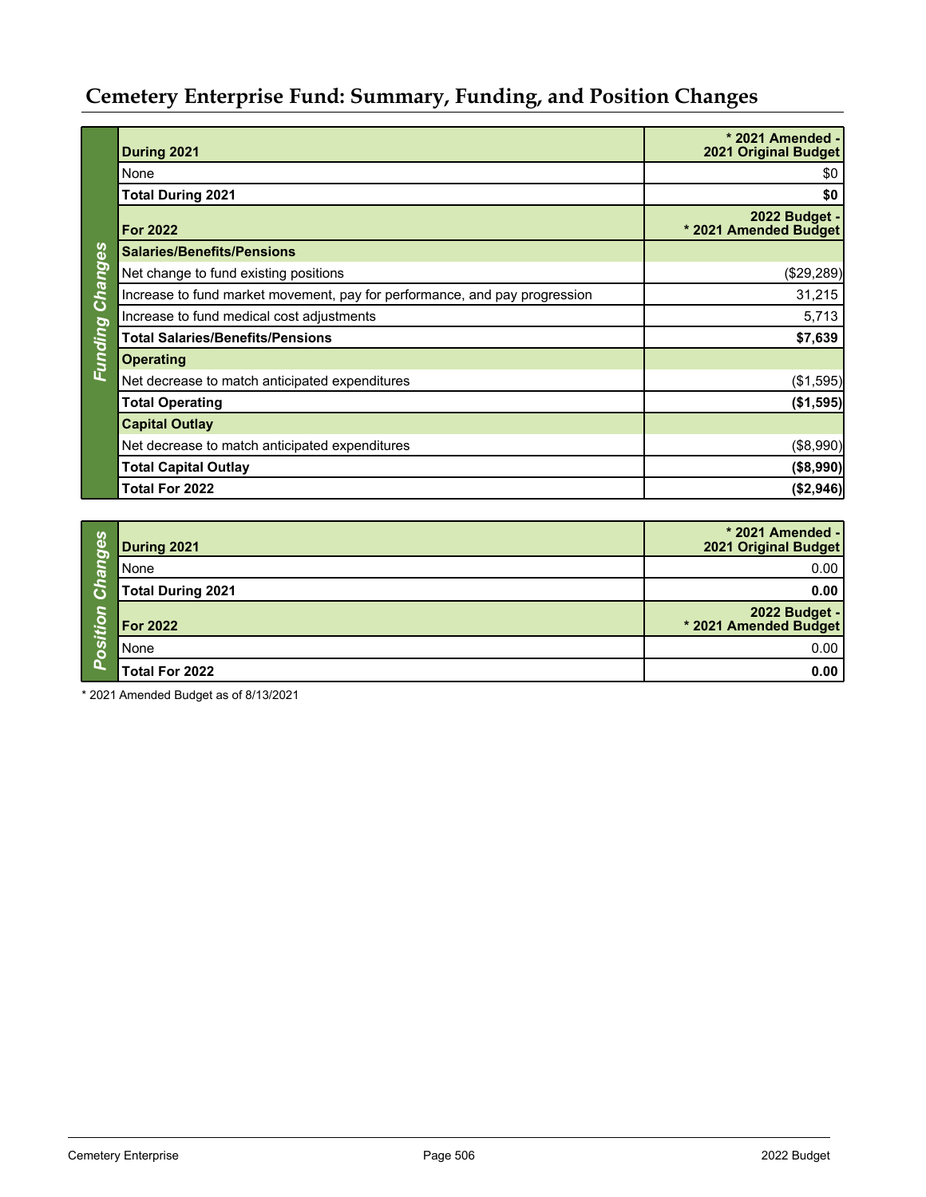# Cemetery Enterprise Fund: Summary, Funding, and Position Changes

## Funding Changes

| During 2021 | * 2021 Amended - 2021 Original Budget |
|---|---|
| None | $0 |
| **Total During 2021** | **$0** |
| **For 2022** | **2022 Budget - * 2021 Amended Budget** |
| **Salaries/Benefits/Pensions** | |
| Net change to fund existing positions | ($29,289) |
| Increase to fund market movement, pay for performance, and pay progression | 31,215 |
| Increase to fund medical cost adjustments | 5,713 |
| **Total Salaries/Benefits/Pensions** | **$7,639** |
| **Operating** | |
| Net decrease to match anticipated expenditures | ($1,595) |
| **Total Operating** | **($1,595)** |
| **Capital Outlay** | |
| Net decrease to match anticipated expenditures | ($8,990) |
| **Total Capital Outlay** | **($8,990)** |
| **Total For 2022** | **($2,946)** |

## Position Changes

| During 2021 | * 2021 Amended - 2021 Original Budget |
|---|---|
| None | 0.00 |
| **Total During 2021** | **0.00** |
| **For 2022** | **2022 Budget - * 2021 Amended Budget** |
| None | 0.00 |
| **Total For 2022** | **0.00** |

* 2021 Amended Budget as of 8/13/2021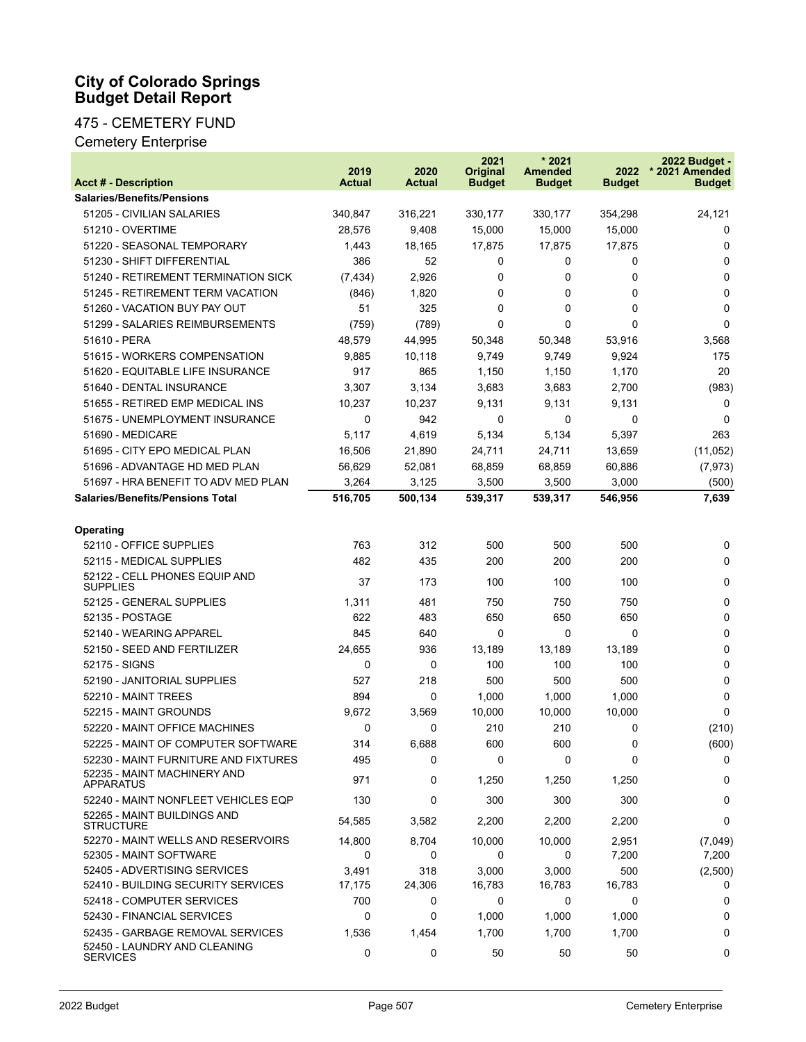# City of Colorado Springs
# Budget Detail Report

## 475 - CEMETERY FUND

### Cemetery Enterprise

| Acct # - Description | 2019 Actual | 2020 Actual | 2021 Original Budget | * 2021 Amended Budget | 2022 Budget | 2022 Budget - * 2021 Amended Budget |
|---|---|---|---|---|---|---|
| **Salaries/Benefits/Pensions** | | | | | | |
| 51205 - CIVILIAN SALARIES | 340,847 | 316,221 | 330,177 | 330,177 | 354,298 | 24,121 |
| 51210 - OVERTIME | 28,576 | 9,408 | 15,000 | 15,000 | 15,000 | 0 |
| 51220 - SEASONAL TEMPORARY | 1,443 | 18,165 | 17,875 | 17,875 | 17,875 | 0 |
| 51230 - SHIFT DIFFERENTIAL | 386 | 52 | 0 | 0 | 0 | 0 |
| 51240 - RETIREMENT TERMINATION SICK | (7,434) | 2,926 | 0 | 0 | 0 | 0 |
| 51245 - RETIREMENT TERM VACATION | (846) | 1,820 | 0 | 0 | 0 | 0 |
| 51260 - VACATION BUY PAY OUT | 51 | 325 | 0 | 0 | 0 | 0 |
| 51299 - SALARIES REIMBURSEMENTS | (759) | (789) | 0 | 0 | 0 | 0 |
| 51610 - PERA | 48,579 | 44,995 | 50,348 | 50,348 | 53,916 | 3,568 |
| 51615 - WORKERS COMPENSATION | 9,885 | 10,118 | 9,749 | 9,749 | 9,924 | 175 |
| 51620 - EQUITABLE LIFE INSURANCE | 917 | 865 | 1,150 | 1,150 | 1,170 | 20 |
| 51640 - DENTAL INSURANCE | 3,307 | 3,134 | 3,683 | 3,683 | 2,700 | (983) |
| 51655 - RETIRED EMP MEDICAL INS | 10,237 | 10,237 | 9,131 | 9,131 | 9,131 | 0 |
| 51675 - UNEMPLOYMENT INSURANCE | 0 | 942 | 0 | 0 | 0 | 0 |
| 51690 - MEDICARE | 5,117 | 4,619 | 5,134 | 5,134 | 5,397 | 263 |
| 51695 - CITY EPO MEDICAL PLAN | 16,506 | 21,890 | 24,711 | 24,711 | 13,659 | (11,052) |
| 51696 - ADVANTAGE HD MED PLAN | 56,629 | 52,081 | 68,859 | 68,859 | 60,886 | (7,973) |
| 51697 - HRA BENEFIT TO ADV MED PLAN | 3,264 | 3,125 | 3,500 | 3,500 | 3,000 | (500) |
| **Salaries/Benefits/Pensions Total** | **516,705** | **500,134** | **539,317** | **539,317** | **546,956** | **7,639** |
| | | | | | | |
| **Operating** | | | | | | |
| 52110 - OFFICE SUPPLIES | 763 | 312 | 500 | 500 | 500 | 0 |
| 52115 - MEDICAL SUPPLIES | 482 | 435 | 200 | 200 | 200 | 0 |
| 52122 - CELL PHONES EQUIP AND SUPPLIES | 37 | 173 | 100 | 100 | 100 | 0 |
| 52125 - GENERAL SUPPLIES | 1,311 | 481 | 750 | 750 | 750 | 0 |
| 52135 - POSTAGE | 622 | 483 | 650 | 650 | 650 | 0 |
| 52140 - WEARING APPAREL | 845 | 640 | 0 | 0 | 0 | 0 |
| 52150 - SEED AND FERTILIZER | 24,655 | 936 | 13,189 | 13,189 | 13,189 | 0 |
| 52175 - SIGNS | 0 | 0 | 100 | 100 | 100 | 0 |
| 52190 - JANITORIAL SUPPLIES | 527 | 218 | 500 | 500 | 500 | 0 |
| 52210 - MAINT TREES | 894 | 0 | 1,000 | 1,000 | 1,000 | 0 |
| 52215 - MAINT GROUNDS | 9,672 | 3,569 | 10,000 | 10,000 | 10,000 | 0 |
| 52220 - MAINT OFFICE MACHINES | 0 | 0 | 210 | 210 | 0 | (210) |
| 52225 - MAINT OF COMPUTER SOFTWARE | 314 | 6,688 | 600 | 600 | 0 | (600) |
| 52230 - MAINT FURNITURE AND FIXTURES | 495 | 0 | 0 | 0 | 0 | 0 |
| 52235 - MAINT MACHINERY AND APPARATUS | 971 | 0 | 1,250 | 1,250 | 1,250 | 0 |
| 52240 - MAINT NONFLEET VEHICLES EQP | 130 | 0 | 300 | 300 | 300 | 0 |
| 52265 - MAINT BUILDINGS AND STRUCTURE | 54,585 | 3,582 | 2,200 | 2,200 | 2,200 | 0 |
| 52270 - MAINT WELLS AND RESERVOIRS | 14,800 | 8,704 | 10,000 | 10,000 | 2,951 | (7,049) |
| 52305 - MAINT SOFTWARE | 0 | 0 | 0 | 0 | 7,200 | 7,200 |
| 52405 - ADVERTISING SERVICES | 3,491 | 318 | 3,000 | 3,000 | 500 | (2,500) |
| 52410 - BUILDING SECURITY SERVICES | 17,175 | 24,306 | 16,783 | 16,783 | 16,783 | 0 |
| 52418 - COMPUTER SERVICES | 700 | 0 | 0 | 0 | 0 | 0 |
| 52430 - FINANCIAL SERVICES | 0 | 0 | 1,000 | 1,000 | 1,000 | 0 |
| 52435 - GARBAGE REMOVAL SERVICES | 1,536 | 1,454 | 1,700 | 1,700 | 1,700 | 0 |
| 52450 - LAUNDRY AND CLEANING SERVICES | 0 | 0 | 50 | 50 | 50 | 0 |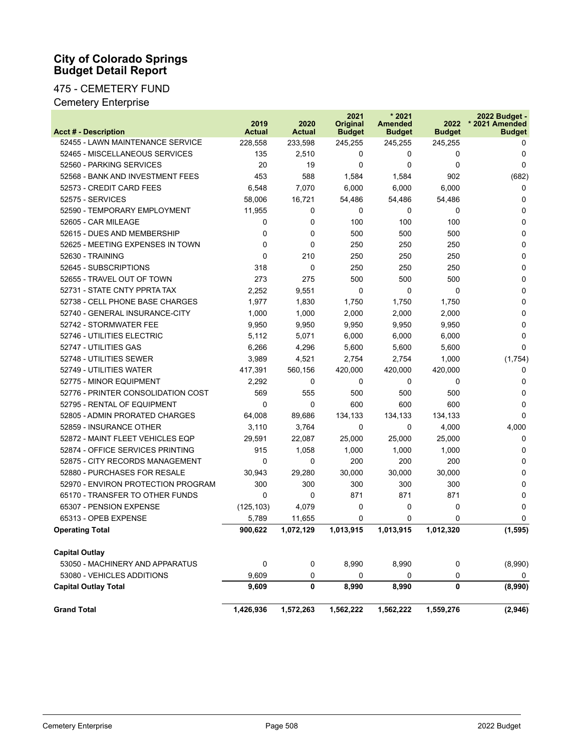# City of Colorado Springs Budget Detail Report

## 475 - CEMETERY FUND

### Cemetery Enterprise

| Acct # - Description | 2019 Actual | 2020 Actual | 2021 Original Budget | * 2021 Amended Budget | 2022 Budget | 2022 Budget - * 2021 Amended Budget |
|---|---|---|---|---|---|---|
| 52455 - LAWN MAINTENANCE SERVICE | 228,558 | 233,598 | 245,255 | 245,255 | 245,255 | 0 |
| 52465 - MISCELLANEOUS SERVICES | 135 | 2,510 | 0 | 0 | 0 | 0 |
| 52560 - PARKING SERVICES | 20 | 19 | 0 | 0 | 0 | 0 |
| 52568 - BANK AND INVESTMENT FEES | 453 | 588 | 1,584 | 1,584 | 902 | (682) |
| 52573 - CREDIT CARD FEES | 6,548 | 7,070 | 6,000 | 6,000 | 6,000 | 0 |
| 52575 - SERVICES | 58,006 | 16,721 | 54,486 | 54,486 | 54,486 | 0 |
| 52590 - TEMPORARY EMPLOYMENT | 11,955 | 0 | 0 | 0 | 0 | 0 |
| 52605 - CAR MILEAGE | 0 | 0 | 100 | 100 | 100 | 0 |
| 52615 - DUES AND MEMBERSHIP | 0 | 0 | 500 | 500 | 500 | 0 |
| 52625 - MEETING EXPENSES IN TOWN | 0 | 0 | 250 | 250 | 250 | 0 |
| 52630 - TRAINING | 0 | 210 | 250 | 250 | 250 | 0 |
| 52645 - SUBSCRIPTIONS | 318 | 0 | 250 | 250 | 250 | 0 |
| 52655 - TRAVEL OUT OF TOWN | 273 | 275 | 500 | 500 | 500 | 0 |
| 52731 - STATE CNTY PPRTA TAX | 2,252 | 9,551 | 0 | 0 | 0 | 0 |
| 52738 - CELL PHONE BASE CHARGES | 1,977 | 1,830 | 1,750 | 1,750 | 1,750 | 0 |
| 52740 - GENERAL INSURANCE-CITY | 1,000 | 1,000 | 2,000 | 2,000 | 2,000 | 0 |
| 52742 - STORMWATER FEE | 9,950 | 9,950 | 9,950 | 9,950 | 9,950 | 0 |
| 52746 - UTILITIES ELECTRIC | 5,112 | 5,071 | 6,000 | 6,000 | 6,000 | 0 |
| 52747 - UTILITIES GAS | 6,266 | 4,296 | 5,600 | 5,600 | 5,600 | 0 |
| 52748 - UTILITIES SEWER | 3,989 | 4,521 | 2,754 | 2,754 | 1,000 | (1,754) |
| 52749 - UTILITIES WATER | 417,391 | 560,156 | 420,000 | 420,000 | 420,000 | 0 |
| 52775 - MINOR EQUIPMENT | 2,292 | 0 | 0 | 0 | 0 | 0 |
| 52776 - PRINTER CONSOLIDATION COST | 569 | 555 | 500 | 500 | 500 | 0 |
| 52795 - RENTAL OF EQUIPMENT | 0 | 0 | 600 | 600 | 600 | 0 |
| 52805 - ADMIN PRORATED CHARGES | 64,008 | 89,686 | 134,133 | 134,133 | 134,133 | 0 |
| 52859 - INSURANCE OTHER | 3,110 | 3,764 | 0 | 0 | 4,000 | 4,000 |
| 52872 - MAINT FLEET VEHICLES EQP | 29,591 | 22,087 | 25,000 | 25,000 | 25,000 | 0 |
| 52874 - OFFICE SERVICES PRINTING | 915 | 1,058 | 1,000 | 1,000 | 1,000 | 0 |
| 52875 - CITY RECORDS MANAGEMENT | 0 | 0 | 200 | 200 | 200 | 0 |
| 52880 - PURCHASES FOR RESALE | 30,943 | 29,280 | 30,000 | 30,000 | 30,000 | 0 |
| 52970 - ENVIRON PROTECTION PROGRAM | 300 | 300 | 300 | 300 | 300 | 0 |
| 65170 - TRANSFER TO OTHER FUNDS | 0 | 0 | 871 | 871 | 871 | 0 |
| 65307 - PENSION EXPENSE | (125,103) | 4,079 | 0 | 0 | 0 | 0 |
| 65313 - OPEB EXPENSE | 5,789 | 11,655 | 0 | 0 | 0 | 0 |
| **Operating Total** | **900,622** | **1,072,129** | **1,013,915** | **1,013,915** | **1,012,320** | **(1,595)** |
| **Capital Outlay** | | | | | | |
| 53050 - MACHINERY AND APPARATUS | 0 | 0 | 8,990 | 8,990 | 0 | (8,990) |
| 53080 - VEHICLES ADDITIONS | 9,609 | 0 | 0 | 0 | 0 | 0 |
| **Capital Outlay Total** | **9,609** | **0** | **8,990** | **8,990** | **0** | **(8,990)** |
| **Grand Total** | **1,426,936** | **1,572,263** | **1,562,222** | **1,562,222** | **1,559,276** | **(2,946)** |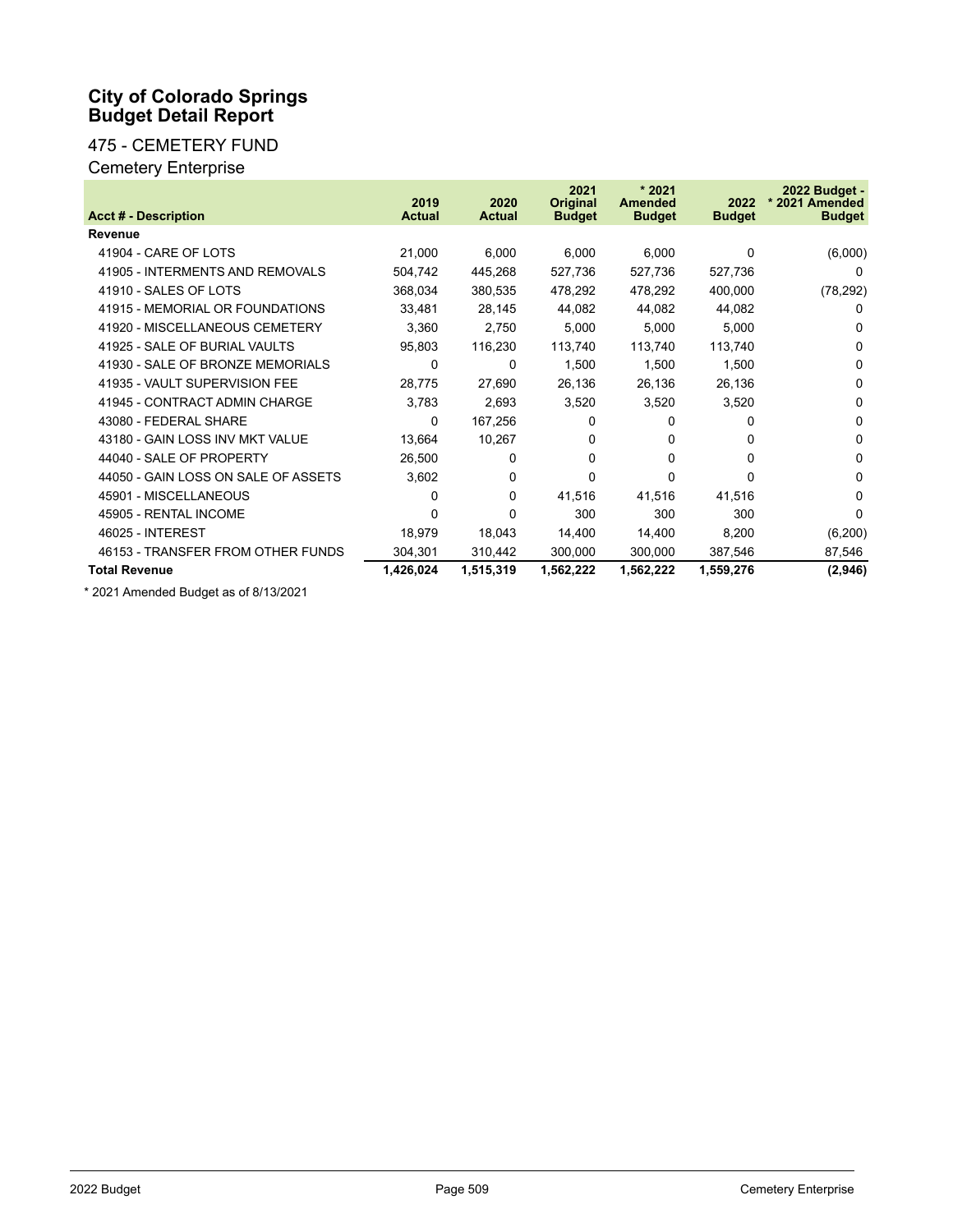# City of Colorado Springs
# Budget Detail Report

## 475 - CEMETERY FUND

### Cemetery Enterprise

| Acct # - Description | 2019 Actual | 2020 Actual | 2021 Original Budget | * 2021 Amended Budget | 2022 Budget | 2022 Budget - * 2021 Amended Budget |
|---|---|---|---|---|---|---|
| **Revenue** | | | | | | |
| 41904 - CARE OF LOTS | 21,000 | 6,000 | 6,000 | 6,000 | 0 | (6,000) |
| 41905 - INTERMENTS AND REMOVALS | 504,742 | 445,268 | 527,736 | 527,736 | 527,736 | 0 |
| 41910 - SALES OF LOTS | 368,034 | 380,535 | 478,292 | 478,292 | 400,000 | (78,292) |
| 41915 - MEMORIAL OR FOUNDATIONS | 33,481 | 28,145 | 44,082 | 44,082 | 44,082 | 0 |
| 41920 - MISCELLANEOUS CEMETERY | 3,360 | 2,750 | 5,000 | 5,000 | 5,000 | 0 |
| 41925 - SALE OF BURIAL VAULTS | 95,803 | 116,230 | 113,740 | 113,740 | 113,740 | 0 |
| 41930 - SALE OF BRONZE MEMORIALS | 0 | 0 | 1,500 | 1,500 | 1,500 | 0 |
| 41935 - VAULT SUPERVISION FEE | 28,775 | 27,690 | 26,136 | 26,136 | 26,136 | 0 |
| 41945 - CONTRACT ADMIN CHARGE | 3,783 | 2,693 | 3,520 | 3,520 | 3,520 | 0 |
| 43080 - FEDERAL SHARE | 0 | 167,256 | 0 | 0 | 0 | 0 |
| 43180 - GAIN LOSS INV MKT VALUE | 13,664 | 10,267 | 0 | 0 | 0 | 0 |
| 44040 - SALE OF PROPERTY | 26,500 | 0 | 0 | 0 | 0 | 0 |
| 44050 - GAIN LOSS ON SALE OF ASSETS | 3,602 | 0 | 0 | 0 | 0 | 0 |
| 45901 - MISCELLANEOUS | 0 | 0 | 41,516 | 41,516 | 41,516 | 0 |
| 45905 - RENTAL INCOME | 0 | 0 | 300 | 300 | 300 | 0 |
| 46025 - INTEREST | 18,979 | 18,043 | 14,400 | 14,400 | 8,200 | (6,200) |
| 46153 - TRANSFER FROM OTHER FUNDS | 304,301 | 310,442 | 300,000 | 300,000 | 387,546 | 87,546 |
| **Total Revenue** | **1,426,024** | **1,515,319** | **1,562,222** | **1,562,222** | **1,559,276** | **(2,946)** |

* 2021 Amended Budget as of 8/13/2021